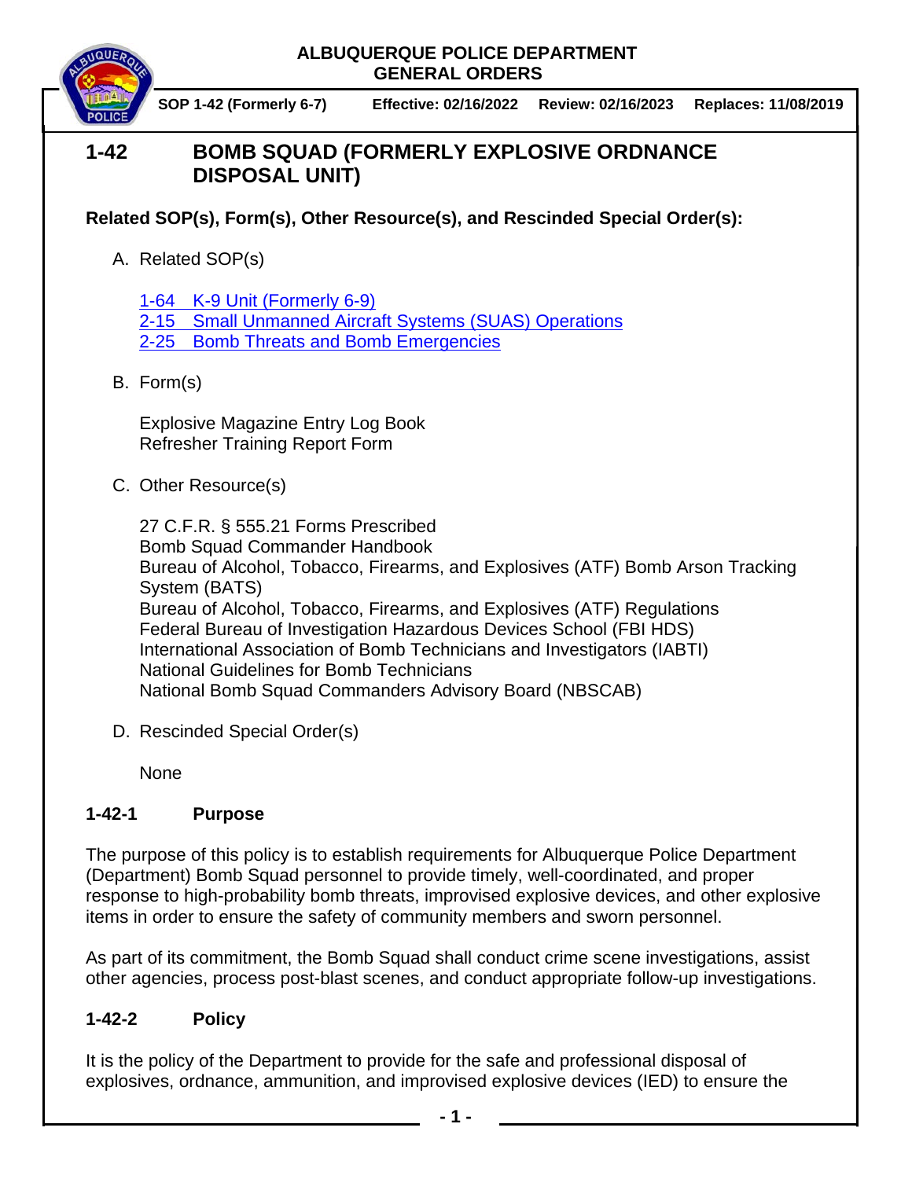**ALBUQUERQUE POLICE DEPARTMENT**
**GENERAL ORDERS**

**SOP 1-42 (Formerly 6-7)** | **Effective: 02/16/2022** | **Review: 02/16/2023** | **Replaces: 11/08/2019**

# 1-42 BOMB SQUAD (FORMERLY EXPLOSIVE ORDNANCE DISPOSAL UNIT)

**Related SOP(s), Form(s), Other Resource(s), and Rescinded Special Order(s):**

A. Related SOP(s)

1-64 K-9 Unit (Formerly 6-9)
2-15 Small Unmanned Aircraft Systems (SUAS) Operations
2-25 Bomb Threats and Bomb Emergencies

B. Form(s)

Explosive Magazine Entry Log Book
Refresher Training Report Form

C. Other Resource(s)

27 C.F.R. § 555.21 Forms Prescribed
Bomb Squad Commander Handbook
Bureau of Alcohol, Tobacco, Firearms, and Explosives (ATF) Bomb Arson Tracking System (BATS)
Bureau of Alcohol, Tobacco, Firearms, and Explosives (ATF) Regulations
Federal Bureau of Investigation Hazardous Devices School (FBI HDS)
International Association of Bomb Technicians and Investigators (IABTI)
National Guidelines for Bomb Technicians
National Bomb Squad Commanders Advisory Board (NBSCAB)

D. Rescinded Special Order(s)

None

## 1-42-1 Purpose

The purpose of this policy is to establish requirements for Albuquerque Police Department (Department) Bomb Squad personnel to provide timely, well-coordinated, and proper response to high-probability bomb threats, improvised explosive devices, and other explosive items in order to ensure the safety of community members and sworn personnel.

As part of its commitment, the Bomb Squad shall conduct crime scene investigations, assist other agencies, process post-blast scenes, and conduct appropriate follow-up investigations.

## 1-42-2 Policy

It is the policy of the Department to provide for the safe and professional disposal of explosives, ordnance, ammunition, and improvised explosive devices (IED) to ensure the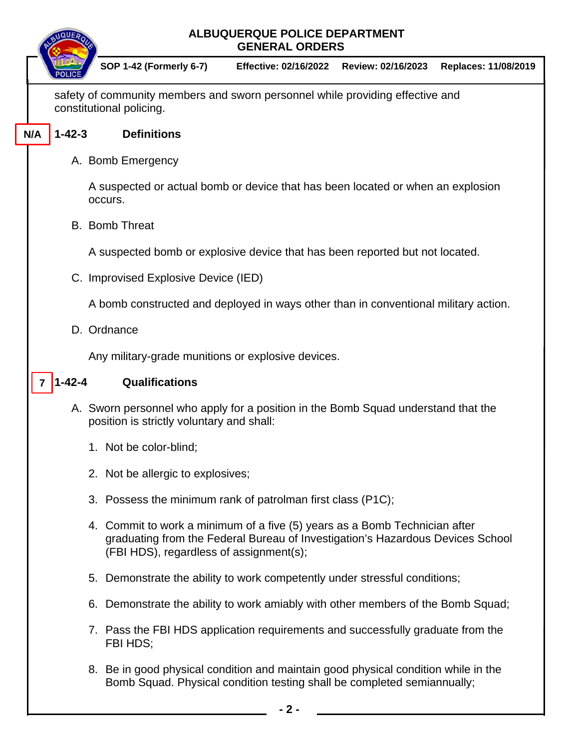safety of community members and sworn personnel while providing effective and constitutional policing.

## N/A 1-42-3 Definitions

A. Bomb Emergency

A suspected or actual bomb or device that has been located or when an explosion occurs.

B. Bomb Threat

A suspected bomb or explosive device that has been reported but not located.

C. Improvised Explosive Device (IED)

A bomb constructed and deployed in ways other than in conventional military action.

D. Ordnance

Any military-grade munitions or explosive devices.

## 7 1-42-4 Qualifications

A. Sworn personnel who apply for a position in the Bomb Squad understand that the position is strictly voluntary and shall:

1. Not be color-blind;
2. Not be allergic to explosives;
3. Possess the minimum rank of patrolman first class (P1C);
4. Commit to work a minimum of a five (5) years as a Bomb Technician after graduating from the Federal Bureau of Investigation's Hazardous Devices School (FBI HDS), regardless of assignment(s);
5. Demonstrate the ability to work competently under stressful conditions;
6. Demonstrate the ability to work amiably with other members of the Bomb Squad;
7. Pass the FBI HDS application requirements and successfully graduate from the FBI HDS;
8. Be in good physical condition and maintain good physical condition while in the Bomb Squad. Physical condition testing shall be completed semiannually;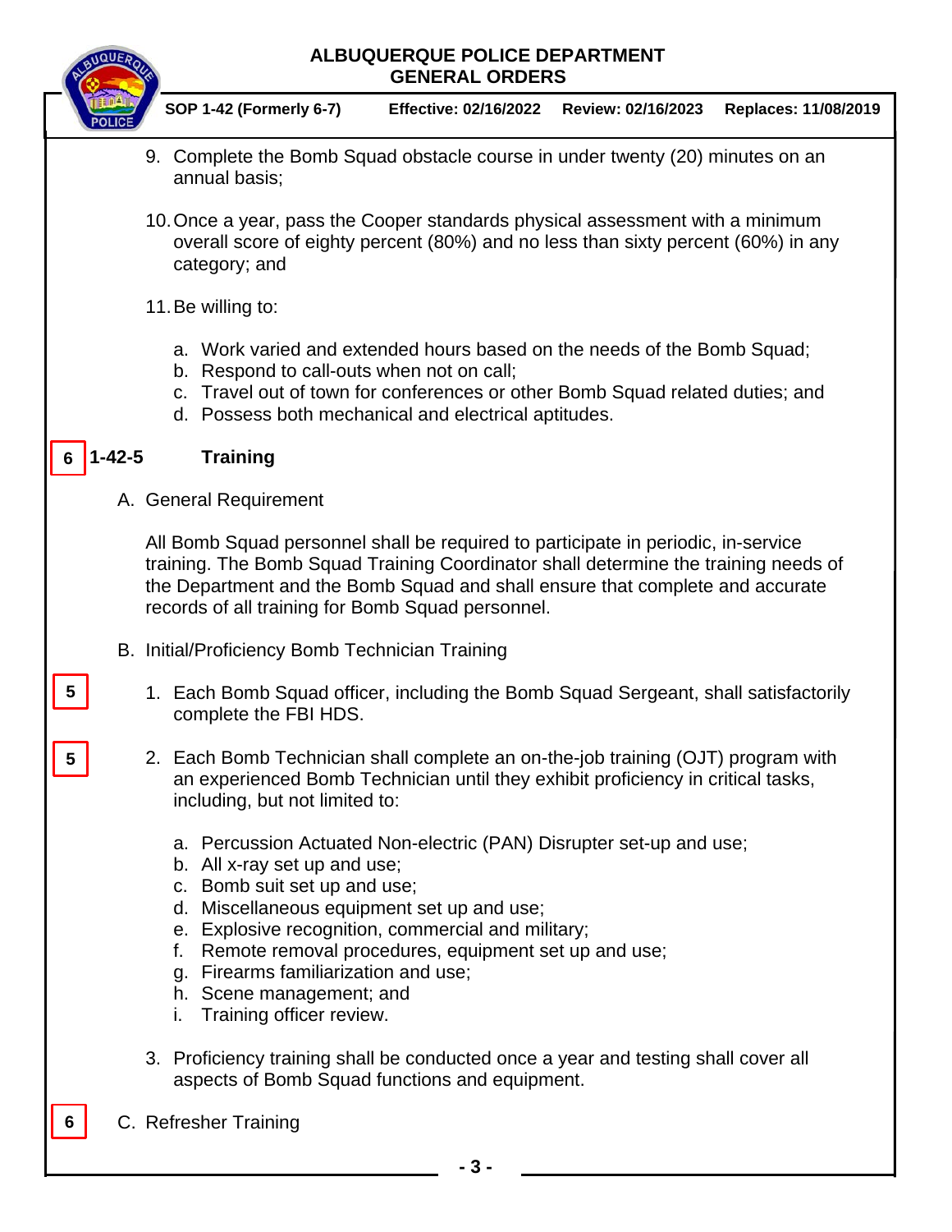9. Complete the Bomb Squad obstacle course in under twenty (20) minutes on an annual basis;

10. Once a year, pass the Cooper standards physical assessment with a minimum overall score of eighty percent (80%) and no less than sixty percent (60%) in any category; and

11. Be willing to:

    a. Work varied and extended hours based on the needs of the Bomb Squad;
    b. Respond to call-outs when not on call;
    c. Travel out of town for conferences or other Bomb Squad related duties; and
    d. Possess both mechanical and electrical aptitudes.

6 **1-42-5 Training**

A. General Requirement

All Bomb Squad personnel shall be required to participate in periodic, in-service training. The Bomb Squad Training Coordinator shall determine the training needs of the Department and the Bomb Squad and shall ensure that complete and accurate records of all training for Bomb Squad personnel.

B. Initial/Proficiency Bomb Technician Training

5

1. Each Bomb Squad officer, including the Bomb Squad Sergeant, shall satisfactorily complete the FBI HDS.

5

2. Each Bomb Technician shall complete an on-the-job training (OJT) program with an experienced Bomb Technician until they exhibit proficiency in critical tasks, including, but not limited to:

    a. Percussion Actuated Non-electric (PAN) Disrupter set-up and use;
    b. All x-ray set up and use;
    c. Bomb suit set up and use;
    d. Miscellaneous equipment set up and use;
    e. Explosive recognition, commercial and military;
    f. Remote removal procedures, equipment set up and use;
    g. Firearms familiarization and use;
    h. Scene management; and
    i. Training officer review.

3. Proficiency training shall be conducted once a year and testing shall cover all aspects of Bomb Squad functions and equipment.

6

C. Refresher Training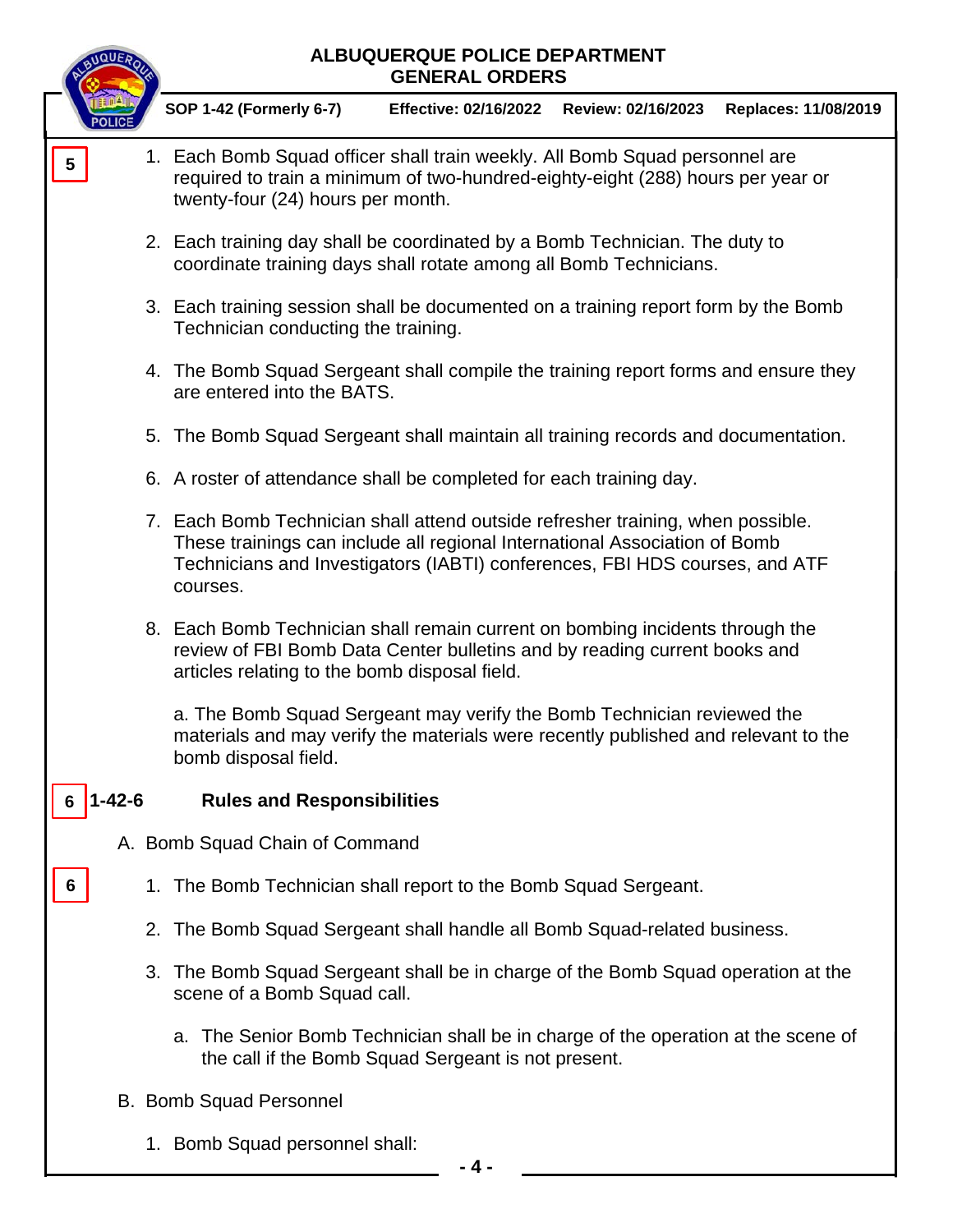5

1. Each Bomb Squad officer shall train weekly. All Bomb Squad personnel are required to train a minimum of two-hundred-eighty-eight (288) hours per year or twenty-four (24) hours per month.

2. Each training day shall be coordinated by a Bomb Technician. The duty to coordinate training days shall rotate among all Bomb Technicians.

3. Each training session shall be documented on a training report form by the Bomb Technician conducting the training.

4. The Bomb Squad Sergeant shall compile the training report forms and ensure they are entered into the BATS.

5. The Bomb Squad Sergeant shall maintain all training records and documentation.

6. A roster of attendance shall be completed for each training day.

7. Each Bomb Technician shall attend outside refresher training, when possible. These trainings can include all regional International Association of Bomb Technicians and Investigators (IABTI) conferences, FBI HDS courses, and ATF courses.

8. Each Bomb Technician shall remain current on bombing incidents through the review of FBI Bomb Data Center bulletins and by reading current books and articles relating to the bomb disposal field.

   a. The Bomb Squad Sergeant may verify the Bomb Technician reviewed the materials and may verify the materials were recently published and relevant to the bomb disposal field.

## 6 1-42-6 Rules and Responsibilities

A. Bomb Squad Chain of Command

6

1. The Bomb Technician shall report to the Bomb Squad Sergeant.

2. The Bomb Squad Sergeant shall handle all Bomb Squad-related business.

3. The Bomb Squad Sergeant shall be in charge of the Bomb Squad operation at the scene of a Bomb Squad call.

   a. The Senior Bomb Technician shall be in charge of the operation at the scene of the call if the Bomb Squad Sergeant is not present.

B. Bomb Squad Personnel

1. Bomb Squad personnel shall: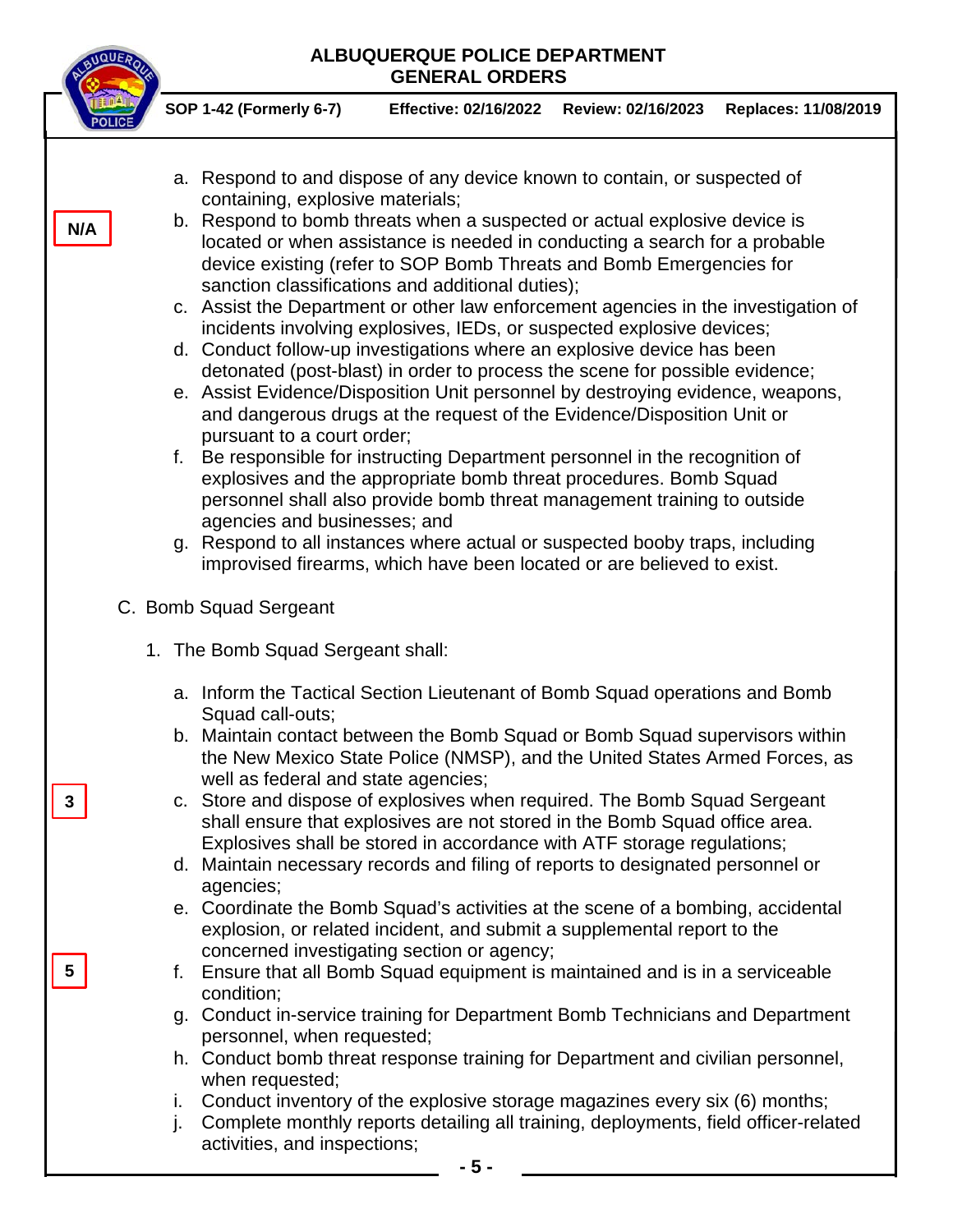**N/A**

a. Respond to and dispose of any device known to contain, or suspected of containing, explosive materials;
b. Respond to bomb threats when a suspected or actual explosive device is located or when assistance is needed in conducting a search for a probable device existing (refer to SOP Bomb Threats and Bomb Emergencies for sanction classifications and additional duties);
c. Assist the Department or other law enforcement agencies in the investigation of incidents involving explosives, IEDs, or suspected explosive devices;
d. Conduct follow-up investigations where an explosive device has been detonated (post-blast) in order to process the scene for possible evidence;
e. Assist Evidence/Disposition Unit personnel by destroying evidence, weapons, and dangerous drugs at the request of the Evidence/Disposition Unit or pursuant to a court order;
f. Be responsible for instructing Department personnel in the recognition of explosives and the appropriate bomb threat procedures. Bomb Squad personnel shall also provide bomb threat management training to outside agencies and businesses; and
g. Respond to all instances where actual or suspected booby traps, including improvised firearms, which have been located or are believed to exist.

C. Bomb Squad Sergeant

1. The Bomb Squad Sergeant shall:

   a. Inform the Tactical Section Lieutenant of Bomb Squad operations and Bomb Squad call-outs;
   b. Maintain contact between the Bomb Squad or Bomb Squad supervisors within the New Mexico State Police (NMSP), and the United States Armed Forces, as well as federal and state agencies;
   
   **3**
   
   c. Store and dispose of explosives when required. The Bomb Squad Sergeant shall ensure that explosives are not stored in the Bomb Squad office area. Explosives shall be stored in accordance with ATF storage regulations;
   d. Maintain necessary records and filing of reports to designated personnel or agencies;
   e. Coordinate the Bomb Squad's activities at the scene of a bombing, accidental explosion, or related incident, and submit a supplemental report to the concerned investigating section or agency;
   
   **5**
   
   f. Ensure that all Bomb Squad equipment is maintained and is in a serviceable condition;
   g. Conduct in-service training for Department Bomb Technicians and Department personnel, when requested;
   h. Conduct bomb threat response training for Department and civilian personnel, when requested;
   i. Conduct inventory of the explosive storage magazines every six (6) months;
   j. Complete monthly reports detailing all training, deployments, field officer-related activities, and inspections;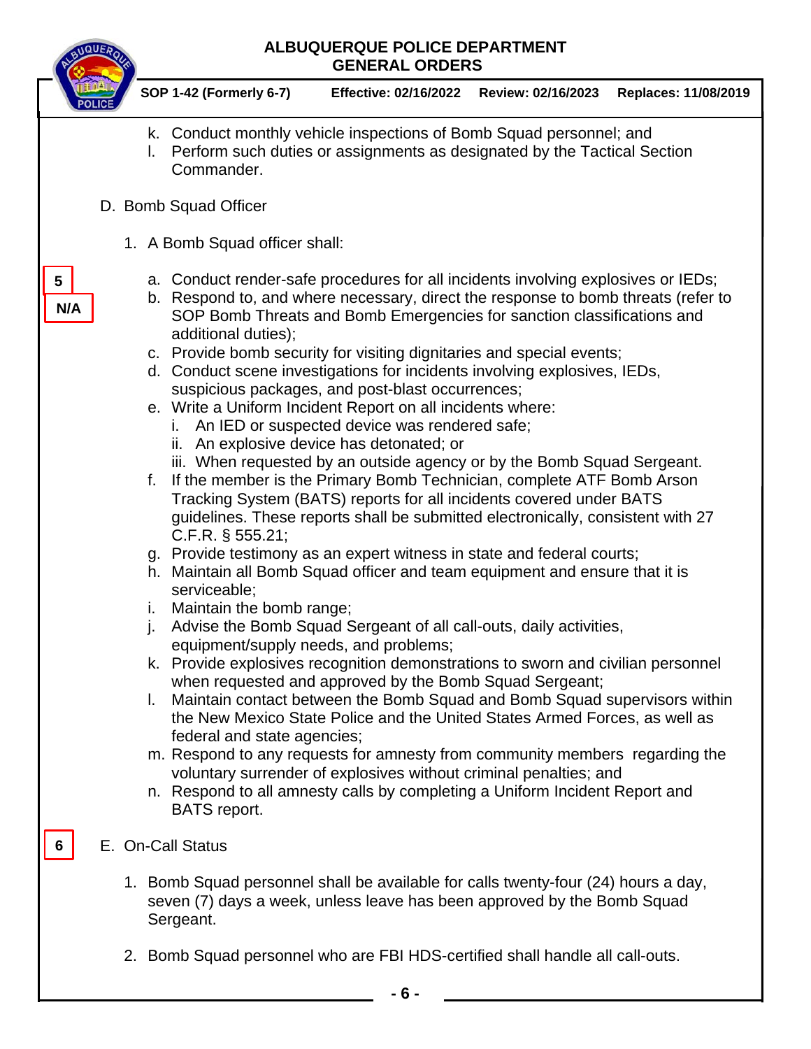k. Conduct monthly vehicle inspections of Bomb Squad personnel; and
l. Perform such duties or assignments as designated by the Tactical Section Commander.

D. Bomb Squad Officer

1. A Bomb Squad officer shall:

5

N/A

a. Conduct render-safe procedures for all incidents involving explosives or IEDs;
b. Respond to, and where necessary, direct the response to bomb threats (refer to SOP Bomb Threats and Bomb Emergencies for sanction classifications and additional duties);
c. Provide bomb security for visiting dignitaries and special events;
d. Conduct scene investigations for incidents involving explosives, IEDs, suspicious packages, and post-blast occurrences;
e. Write a Uniform Incident Report on all incidents where:
   i. An IED or suspected device was rendered safe;
   ii. An explosive device has detonated; or
   iii. When requested by an outside agency or by the Bomb Squad Sergeant.
f. If the member is the Primary Bomb Technician, complete ATF Bomb Arson Tracking System (BATS) reports for all incidents covered under BATS guidelines. These reports shall be submitted electronically, consistent with 27 C.F.R. § 555.21;
g. Provide testimony as an expert witness in state and federal courts;
h. Maintain all Bomb Squad officer and team equipment and ensure that it is serviceable;
i. Maintain the bomb range;
j. Advise the Bomb Squad Sergeant of all call-outs, daily activities, equipment/supply needs, and problems;
k. Provide explosives recognition demonstrations to sworn and civilian personnel when requested and approved by the Bomb Squad Sergeant;
l. Maintain contact between the Bomb Squad and Bomb Squad supervisors within the New Mexico State Police and the United States Armed Forces, as well as federal and state agencies;
m. Respond to any requests for amnesty from community members regarding the voluntary surrender of explosives without criminal penalties; and
n. Respond to all amnesty calls by completing a Uniform Incident Report and BATS report.

6

E. On-Call Status

1. Bomb Squad personnel shall be available for calls twenty-four (24) hours a day, seven (7) days a week, unless leave has been approved by the Bomb Squad Sergeant.

2. Bomb Squad personnel who are FBI HDS-certified shall handle all call-outs.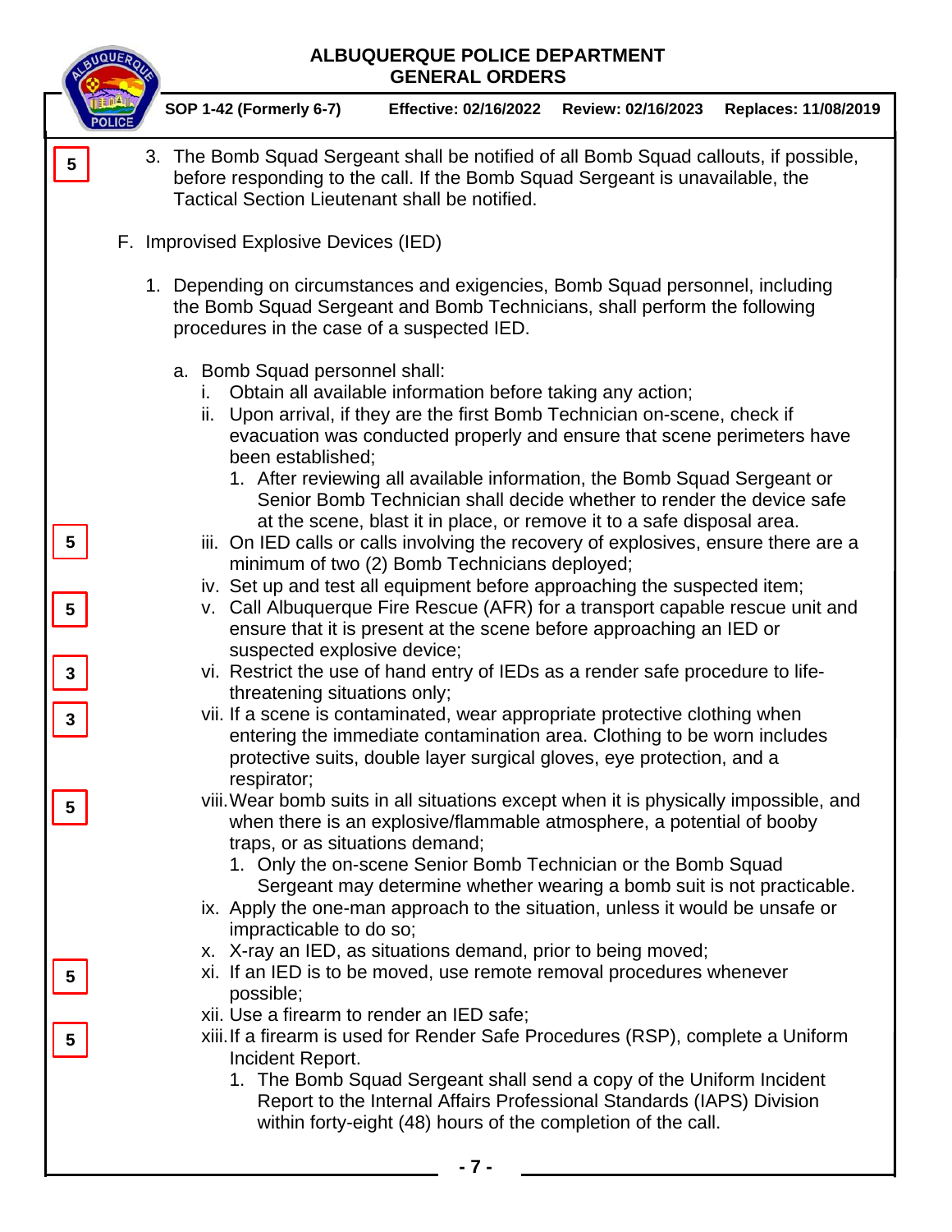5 3. The Bomb Squad Sergeant shall be notified of all Bomb Squad callouts, if possible, before responding to the call. If the Bomb Squad Sergeant is unavailable, the Tactical Section Lieutenant shall be notified.

F. Improvised Explosive Devices (IED)

1. Depending on circumstances and exigencies, Bomb Squad personnel, including the Bomb Squad Sergeant and Bomb Technicians, shall perform the following procedures in the case of a suspected IED.

   a. Bomb Squad personnel shall:
      i. Obtain all available information before taking any action;
      ii. Upon arrival, if they are the first Bomb Technician on-scene, check if evacuation was conducted properly and ensure that scene perimeters have been established;
         1. After reviewing all available information, the Bomb Squad Sergeant or Senior Bomb Technician shall decide whether to render the device safe at the scene, blast it in place, or remove it to a safe disposal area.

5 iii. On IED calls or calls involving the recovery of explosives, ensure there are a minimum of two (2) Bomb Technicians deployed;
      iv. Set up and test all equipment before approaching the suspected item;

5 v. Call Albuquerque Fire Rescue (AFR) for a transport capable rescue unit and ensure that it is present at the scene before approaching an IED or suspected explosive device;

3 vi. Restrict the use of hand entry of IEDs as a render safe procedure to life-threatening situations only;

3 vii. If a scene is contaminated, wear appropriate protective clothing when entering the immediate contamination area. Clothing to be worn includes protective suits, double layer surgical gloves, eye protection, and a respirator;

5 viii. Wear bomb suits in all situations except when it is physically impossible, and when there is an explosive/flammable atmosphere, a potential of booby traps, or as situations demand;
         1. Only the on-scene Senior Bomb Technician or the Bomb Squad Sergeant may determine whether wearing a bomb suit is not practicable.
      ix. Apply the one-man approach to the situation, unless it would be unsafe or impracticable to do so;
      x. X-ray an IED, as situations demand, prior to being moved;

5 xi. If an IED is to be moved, use remote removal procedures whenever possible;
      xii. Use a firearm to render an IED safe;

5 xiii. If a firearm is used for Render Safe Procedures (RSP), complete a Uniform Incident Report.
         1. The Bomb Squad Sergeant shall send a copy of the Uniform Incident Report to the Internal Affairs Professional Standards (IAPS) Division within forty-eight (48) hours of the completion of the call.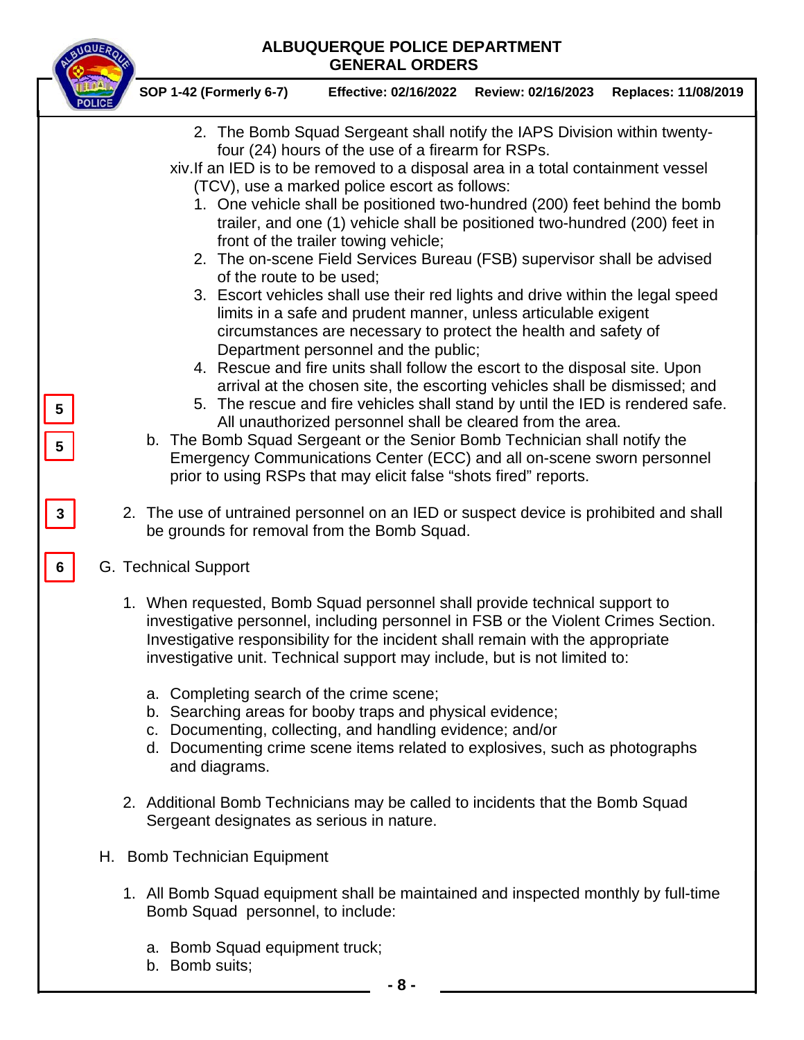2. The Bomb Squad Sergeant shall notify the IAPS Division within twenty-four (24) hours of the use of a firearm for RSPs.

xiv. If an IED is to be removed to a disposal area in a total containment vessel (TCV), use a marked police escort as follows:

1. One vehicle shall be positioned two-hundred (200) feet behind the bomb trailer, and one (1) vehicle shall be positioned two-hundred (200) feet in front of the trailer towing vehicle;
2. The on-scene Field Services Bureau (FSB) supervisor shall be advised of the route to be used;
3. Escort vehicles shall use their red lights and drive within the legal speed limits in a safe and prudent manner, unless articulable exigent circumstances are necessary to protect the health and safety of Department personnel and the public;
4. Rescue and fire units shall follow the escort to the disposal site. Upon arrival at the chosen site, the escorting vehicles shall be dismissed; and
5. The rescue and fire vehicles shall stand by until the IED is rendered safe. All unauthorized personnel shall be cleared from the area.

5

5

b. The Bomb Squad Sergeant or the Senior Bomb Technician shall notify the Emergency Communications Center (ECC) and all on-scene sworn personnel prior to using RSPs that may elicit false "shots fired" reports.

3

2. The use of untrained personnel on an IED or suspect device is prohibited and shall be grounds for removal from the Bomb Squad.

6

G. Technical Support

1. When requested, Bomb Squad personnel shall provide technical support to investigative personnel, including personnel in FSB or the Violent Crimes Section. Investigative responsibility for the incident shall remain with the appropriate investigative unit. Technical support may include, but is not limited to:

   a. Completing search of the crime scene;
   b. Searching areas for booby traps and physical evidence;
   c. Documenting, collecting, and handling evidence; and/or
   d. Documenting crime scene items related to explosives, such as photographs and diagrams.

2. Additional Bomb Technicians may be called to incidents that the Bomb Squad Sergeant designates as serious in nature.

H. Bomb Technician Equipment

1. All Bomb Squad equipment shall be maintained and inspected monthly by full-time Bomb Squad personnel, to include:

   a. Bomb Squad equipment truck;
   b. Bomb suits;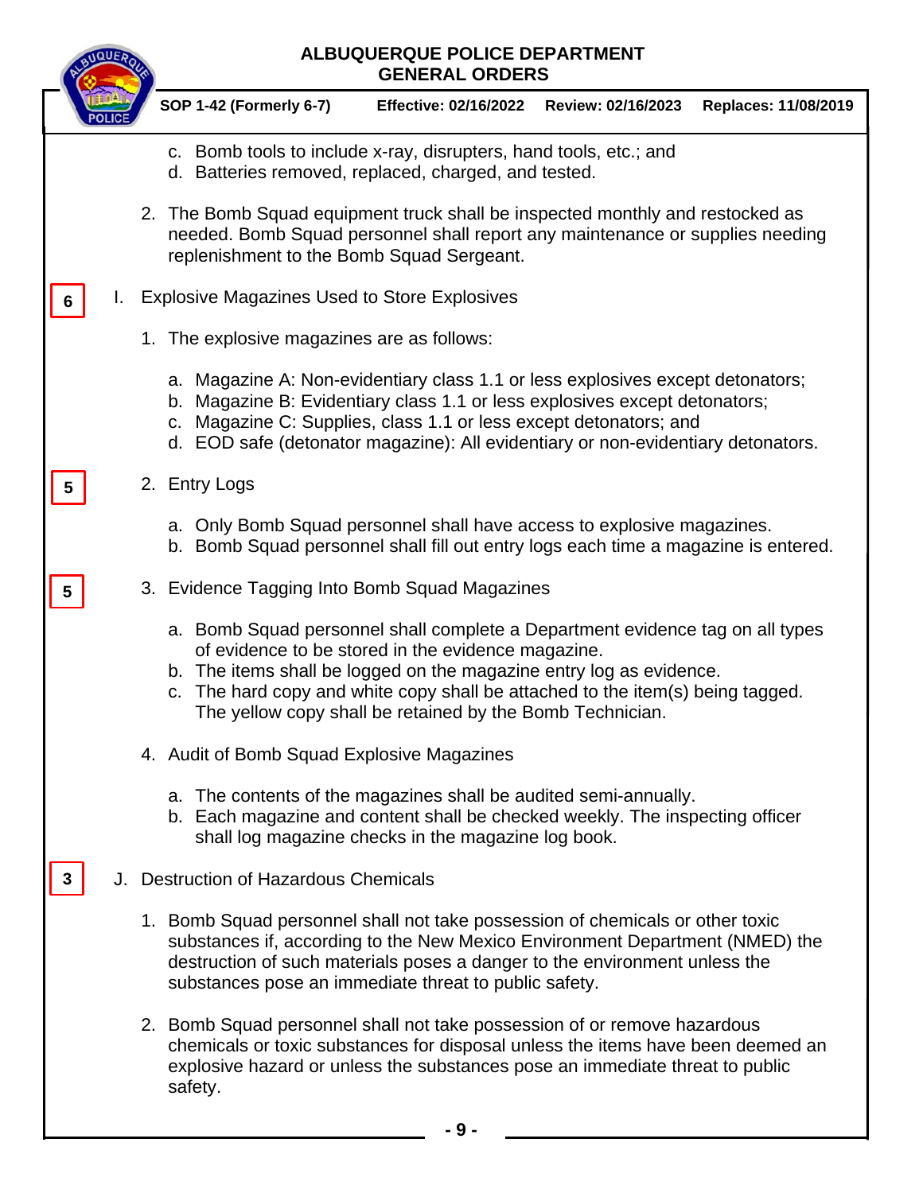c. Bomb tools to include x-ray, disrupters, hand tools, etc.; and
d. Batteries removed, replaced, charged, and tested.

2. The Bomb Squad equipment truck shall be inspected monthly and restocked as needed. Bomb Squad personnel shall report any maintenance or supplies needing replenishment to the Bomb Squad Sergeant.

6 I. Explosive Magazines Used to Store Explosives

1. The explosive magazines are as follows:

   a. Magazine A: Non-evidentiary class 1.1 or less explosives except detonators;
   b. Magazine B: Evidentiary class 1.1 or less explosives except detonators;
   c. Magazine C: Supplies, class 1.1 or less except detonators; and
   d. EOD safe (detonator magazine): All evidentiary or non-evidentiary detonators.

5 2. Entry Logs

   a. Only Bomb Squad personnel shall have access to explosive magazines.
   b. Bomb Squad personnel shall fill out entry logs each time a magazine is entered.

5 3. Evidence Tagging Into Bomb Squad Magazines

   a. Bomb Squad personnel shall complete a Department evidence tag on all types of evidence to be stored in the evidence magazine.
   b. The items shall be logged on the magazine entry log as evidence.
   c. The hard copy and white copy shall be attached to the item(s) being tagged. The yellow copy shall be retained by the Bomb Technician.

4. Audit of Bomb Squad Explosive Magazines

   a. The contents of the magazines shall be audited semi-annually.
   b. Each magazine and content shall be checked weekly. The inspecting officer shall log magazine checks in the magazine log book.

3 J. Destruction of Hazardous Chemicals

1. Bomb Squad personnel shall not take possession of chemicals or other toxic substances if, according to the New Mexico Environment Department (NMED) the destruction of such materials poses a danger to the environment unless the substances pose an immediate threat to public safety.

2. Bomb Squad personnel shall not take possession of or remove hazardous chemicals or toxic substances for disposal unless the items have been deemed an explosive hazard or unless the substances pose an immediate threat to public safety.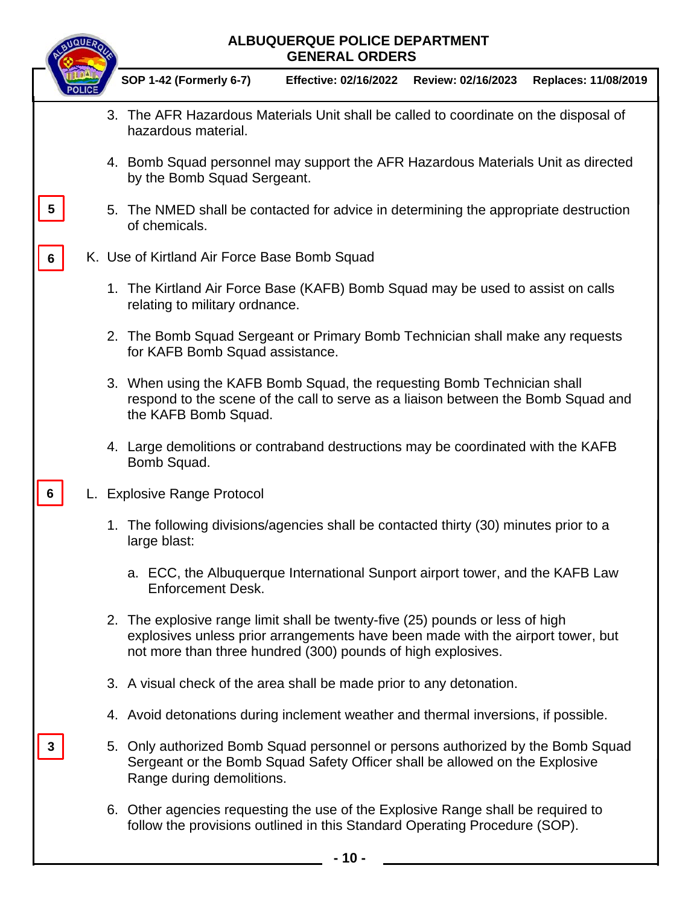5

3. The AFR Hazardous Materials Unit shall be called to coordinate on the disposal of hazardous material.

4. Bomb Squad personnel may support the AFR Hazardous Materials Unit as directed by the Bomb Squad Sergeant.

5. The NMED shall be contacted for advice in determining the appropriate destruction of chemicals.

6

K. Use of Kirtland Air Force Base Bomb Squad

1. The Kirtland Air Force Base (KAFB) Bomb Squad may be used to assist on calls relating to military ordnance.

2. The Bomb Squad Sergeant or Primary Bomb Technician shall make any requests for KAFB Bomb Squad assistance.

3. When using the KAFB Bomb Squad, the requesting Bomb Technician shall respond to the scene of the call to serve as a liaison between the Bomb Squad and the KAFB Bomb Squad.

4. Large demolitions or contraband destructions may be coordinated with the KAFB Bomb Squad.

6

L. Explosive Range Protocol

1. The following divisions/agencies shall be contacted thirty (30) minutes prior to a large blast:

   a. ECC, the Albuquerque International Sunport airport tower, and the KAFB Law Enforcement Desk.

2. The explosive range limit shall be twenty-five (25) pounds or less of high explosives unless prior arrangements have been made with the airport tower, but not more than three hundred (300) pounds of high explosives.

3. A visual check of the area shall be made prior to any detonation.

4. Avoid detonations during inclement weather and thermal inversions, if possible.

3

5. Only authorized Bomb Squad personnel or persons authorized by the Bomb Squad Sergeant or the Bomb Squad Safety Officer shall be allowed on the Explosive Range during demolitions.

6. Other agencies requesting the use of the Explosive Range shall be required to follow the provisions outlined in this Standard Operating Procedure (SOP).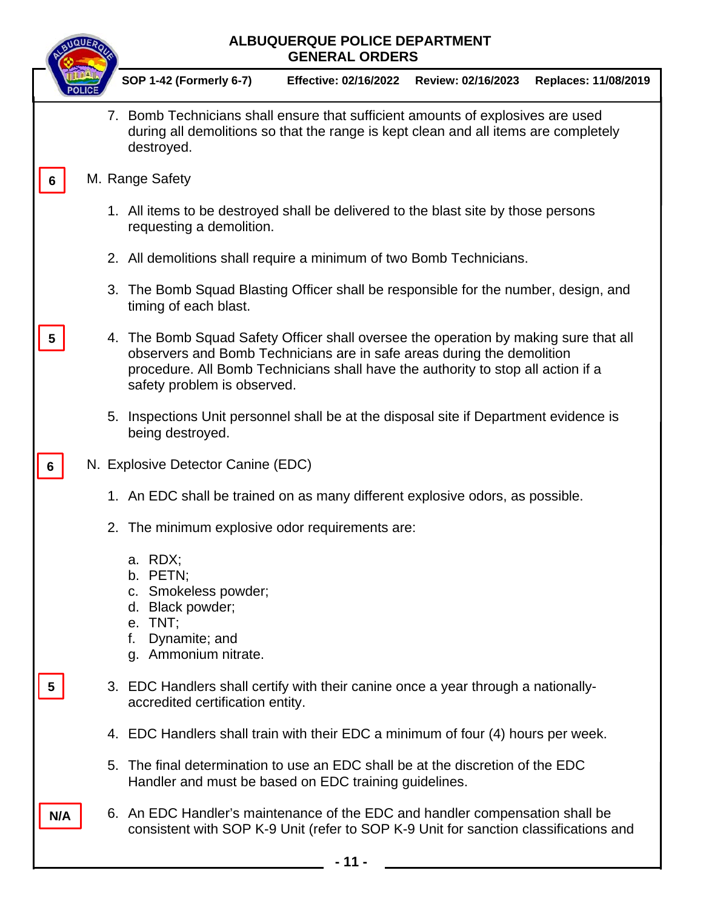7. Bomb Technicians shall ensure that sufficient amounts of explosives are used during all demolitions so that the range is kept clean and all items are completely destroyed.

6

M. Range Safety

1. All items to be destroyed shall be delivered to the blast site by those persons requesting a demolition.

2. All demolitions shall require a minimum of two Bomb Technicians.

3. The Bomb Squad Blasting Officer shall be responsible for the number, design, and timing of each blast.

5

4. The Bomb Squad Safety Officer shall oversee the operation by making sure that all observers and Bomb Technicians are in safe areas during the demolition procedure. All Bomb Technicians shall have the authority to stop all action if a safety problem is observed.

5. Inspections Unit personnel shall be at the disposal site if Department evidence is being destroyed.

6

N. Explosive Detector Canine (EDC)

1. An EDC shall be trained on as many different explosive odors, as possible.

2. The minimum explosive odor requirements are:

   a. RDX;
   b. PETN;
   c. Smokeless powder;
   d. Black powder;
   e. TNT;
   f. Dynamite; and
   g. Ammonium nitrate.

5

3. EDC Handlers shall certify with their canine once a year through a nationally-accredited certification entity.

4. EDC Handlers shall train with their EDC a minimum of four (4) hours per week.

5. The final determination to use an EDC shall be at the discretion of the EDC Handler and must be based on EDC training guidelines.

N/A

6. An EDC Handler's maintenance of the EDC and handler compensation shall be consistent with SOP K-9 Unit (refer to SOP K-9 Unit for sanction classifications and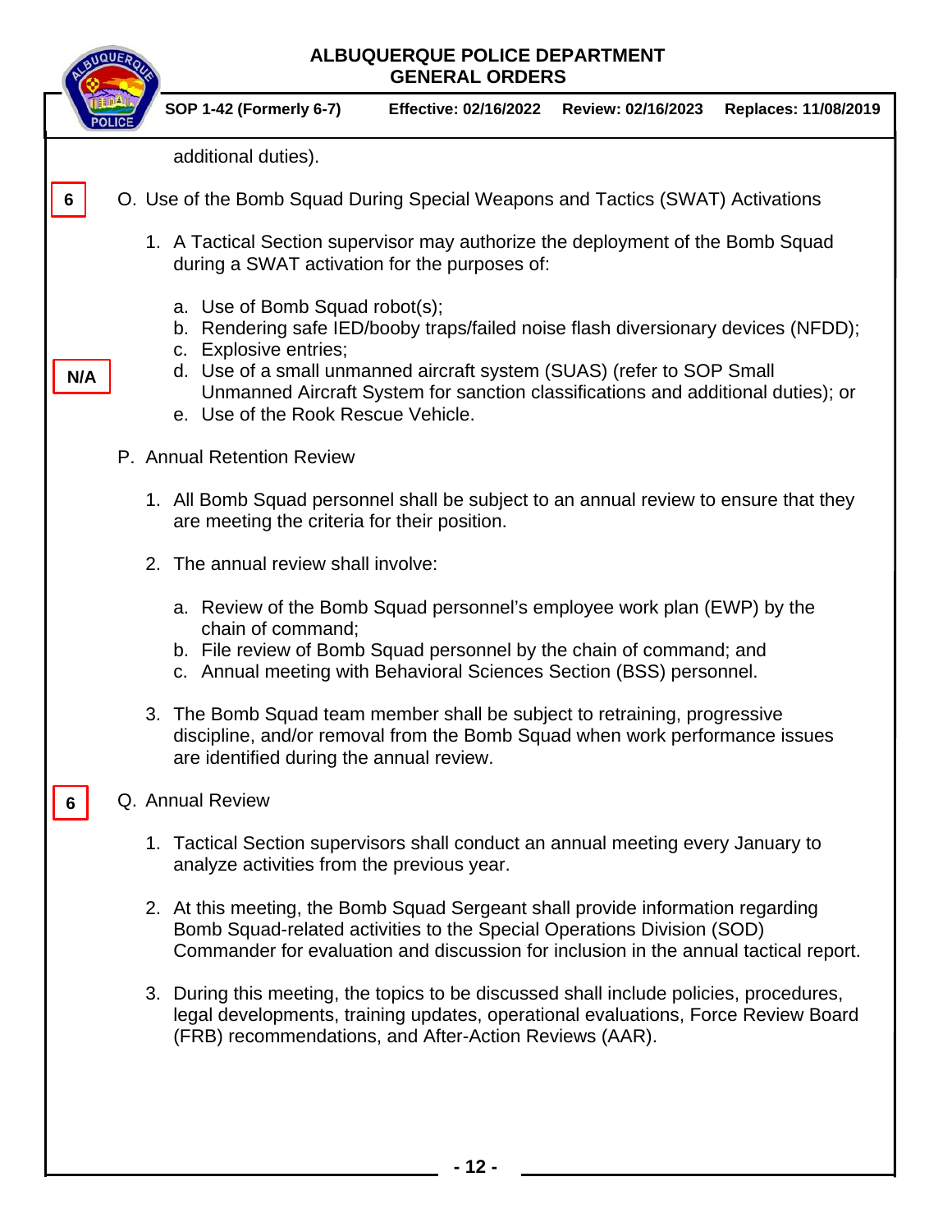additional duties).

6

O. Use of the Bomb Squad During Special Weapons and Tactics (SWAT) Activations

1. A Tactical Section supervisor may authorize the deployment of the Bomb Squad during a SWAT activation for the purposes of:

   a. Use of Bomb Squad robot(s);
   b. Rendering safe IED/booby traps/failed noise flash diversionary devices (NFDD);
   c. Explosive entries;
   d. Use of a small unmanned aircraft system (SUAS) (refer to SOP Small Unmanned Aircraft System for sanction classifications and additional duties); or
   e. Use of the Rook Rescue Vehicle.

N/A

P. Annual Retention Review

1. All Bomb Squad personnel shall be subject to an annual review to ensure that they are meeting the criteria for their position.

2. The annual review shall involve:

   a. Review of the Bomb Squad personnel's employee work plan (EWP) by the chain of command;
   b. File review of Bomb Squad personnel by the chain of command; and
   c. Annual meeting with Behavioral Sciences Section (BSS) personnel.

3. The Bomb Squad team member shall be subject to retraining, progressive discipline, and/or removal from the Bomb Squad when work performance issues are identified during the annual review.

6

Q. Annual Review

1. Tactical Section supervisors shall conduct an annual meeting every January to analyze activities from the previous year.

2. At this meeting, the Bomb Squad Sergeant shall provide information regarding Bomb Squad-related activities to the Special Operations Division (SOD) Commander for evaluation and discussion for inclusion in the annual tactical report.

3. During this meeting, the topics to be discussed shall include policies, procedures, legal developments, training updates, operational evaluations, Force Review Board (FRB) recommendations, and After-Action Reviews (AAR).